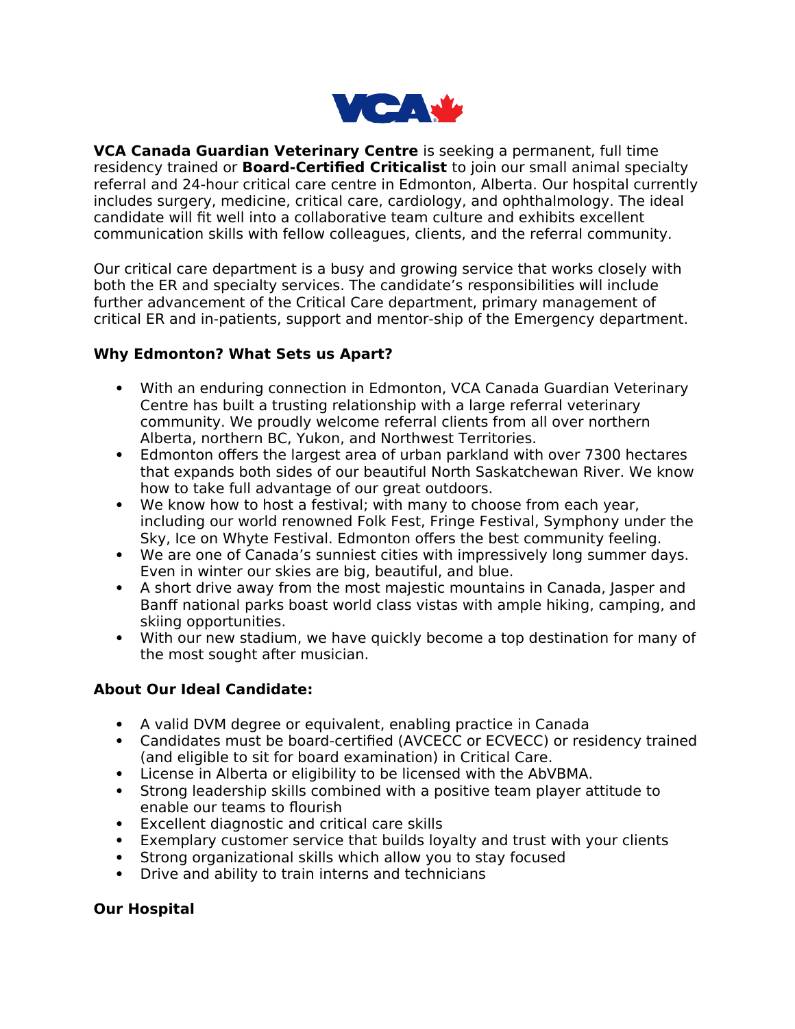**VCA Canada Guardian Veterinary Centre** is seeking a permanent, full time residency trained or **Board-Certified Criticalist** to join our small animal specialty referral and 24-hour critical care centre in Edmonton, Alberta. Our hospital currently includes surgery, medicine, critical care, cardiology, and ophthalmology. The ideal candidate will fit well into a collaborative team culture and exhibits excellent communication skills with fellow colleagues, clients, and the referral community.

Our critical care department is a busy and growing service that works closely with both the ER and specialty services. The candidate's responsibilities will include further advancement of the Critical Care department, primary management of critical ER and in-patients, support and mentor-ship of the Emergency department.

**Why Edmonton? What Sets us Apart?**

- With an enduring connection in Edmonton, VCA Canada Guardian Veterinary Centre has built a trusting relationship with a large referral veterinary community. We proudly welcome referral clients from all over northern Alberta, northern BC, Yukon, and Northwest Territories.
- Edmonton offers the largest area of urban parkland with over 7300 hectares that expands both sides of our beautiful North Saskatchewan River. We know how to take full advantage of our great outdoors.
- We know how to host a festival; with many to choose from each year, including our world renowned Folk Fest, Fringe Festival, Symphony under the Sky, Ice on Whyte Festival. Edmonton offers the best community feeling.
- We are one of Canada's sunniest cities with impressively long summer days. Even in winter our skies are big, beautiful, and blue.
- A short drive away from the most majestic mountains in Canada, Jasper and Banff national parks boast world class vistas with ample hiking, camping, and skiing opportunities.
- With our new stadium, we have quickly become a top destination for many of the most sought after musician.

**About Our Ideal Candidate:**

- A valid DVM degree or equivalent, enabling practice in Canada
- Candidates must be board-certified (AVCECC or ECVECC) or residency trained (and eligible to sit for board examination) in Critical Care.
- License in Alberta or eligibility to be licensed with the AbVBMA.
- Strong leadership skills combined with a positive team player attitude to enable our teams to flourish
- Excellent diagnostic and critical care skills
- Exemplary customer service that builds loyalty and trust with your clients
- Strong organizational skills which allow you to stay focused
- Drive and ability to train interns and technicians

**Our Hospital**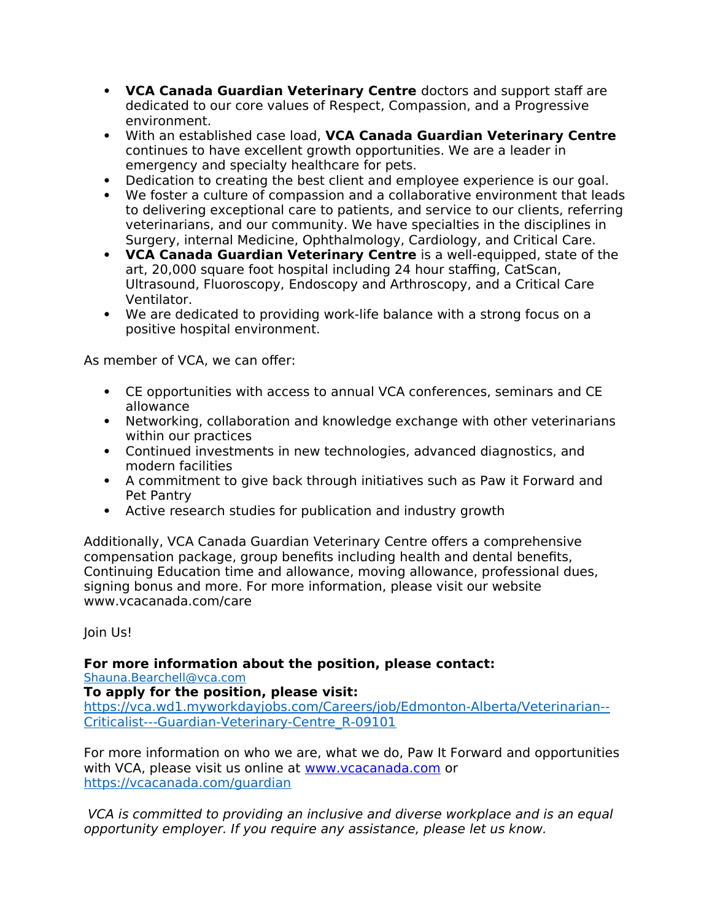- **VCA Canada Guardian Veterinary Centre** doctors and support staff are dedicated to our core values of Respect, Compassion, and a Progressive environment.
- With an established case load, **VCA Canada Guardian Veterinary Centre** continues to have excellent growth opportunities. We are a leader in emergency and specialty healthcare for pets.
- Dedication to creating the best client and employee experience is our goal.
- We foster a culture of compassion and a collaborative environment that leads to delivering exceptional care to patients, and service to our clients, referring veterinarians, and our community. We have specialties in the disciplines in Surgery, internal Medicine, Ophthalmology, Cardiology, and Critical Care.
- **VCA Canada Guardian Veterinary Centre** is a well-equipped, state of the art, 20,000 square foot hospital including 24 hour staffing, CatScan, Ultrasound, Fluoroscopy, Endoscopy and Arthroscopy, and a Critical Care Ventilator.
- We are dedicated to providing work-life balance with a strong focus on a positive hospital environment.

As member of VCA, we can offer:

- CE opportunities with access to annual VCA conferences, seminars and CE allowance
- Networking, collaboration and knowledge exchange with other veterinarians within our practices
- Continued investments in new technologies, advanced diagnostics, and modern facilities
- A commitment to give back through initiatives such as Paw it Forward and Pet Pantry
- Active research studies for publication and industry growth

Additionally, VCA Canada Guardian Veterinary Centre offers a comprehensive compensation package, group benefits including health and dental benefits, Continuing Education time and allowance, moving allowance, professional dues, signing bonus and more. For more information, please visit our website www.vcacanada.com/care

Join Us!

**For more information about the position, please contact:**
[Shauna.Bearchell@vca.com](mailto:Shauna.Bearchell@vca.com)
**To apply for the position, please visit:**
[https://vca.wd1.myworkdayjobs.com/Careers/job/Edmonton-Alberta/Veterinarian--Criticalist---Guardian-Veterinary-Centre_R-09101](https://vca.wd1.myworkdayjobs.com/Careers/job/Edmonton-Alberta/Veterinarian--Criticalist---Guardian-Veterinary-Centre_R-09101)

For more information on who we are, what we do, Paw It Forward and opportunities with VCA, please visit us online at [www.vcacanada.com](http://www.vcacanada.com) or [https://vcacanada.com/guardian](https://vcacanada.com/guardian)

*VCA is committed to providing an inclusive and diverse workplace and is an equal opportunity employer. If you require any assistance, please let us know.*